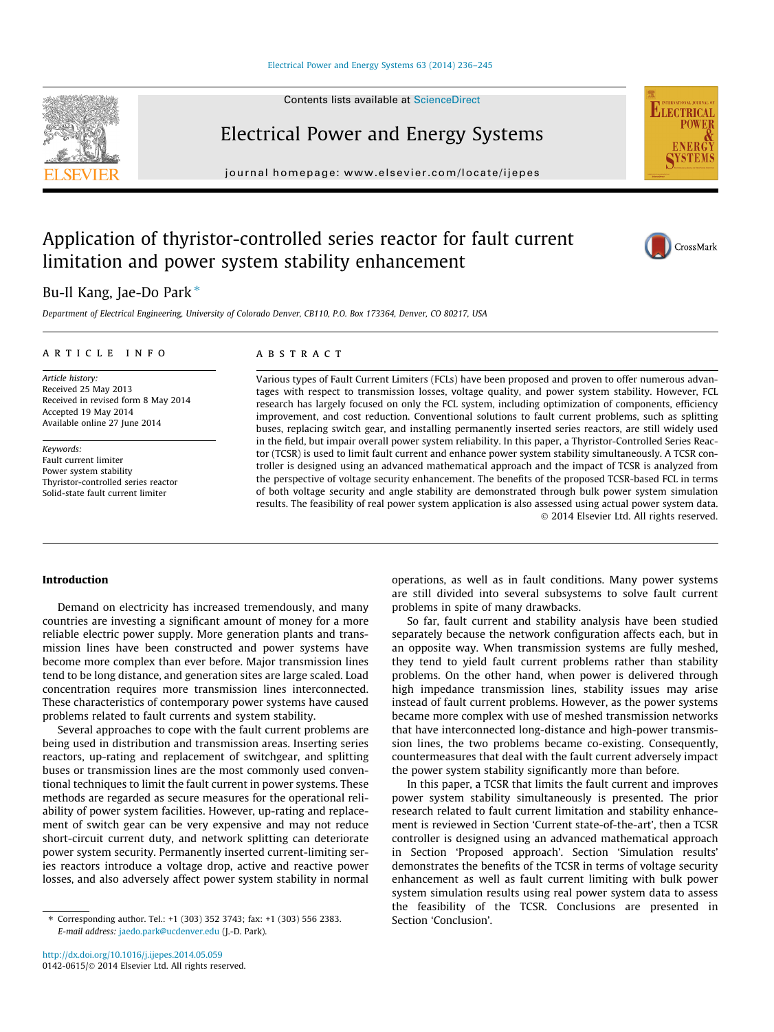# Application of thyristor-controlled series reactor for fault current limitation and power system stability enhancement

Bu-Il Kang, Jae-Do Park *

*Department of Electrical Engineering, University of Colorado Denver, CB110, P.O. Box 173364, Denver, CO 80217, USA*

## ARTICLE INFO

*Article history:*
Received 25 May 2013
Received in revised form 8 May 2014
Accepted 19 May 2014
Available online 27 June 2014

*Keywords:*
Fault current limiter
Power system stability
Thyristor-controlled series reactor
Solid-state fault current limiter

## ABSTRACT

Various types of Fault Current Limiters (FCLs) have been proposed and proven to offer numerous advantages with respect to transmission losses, voltage quality, and power system stability. However, FCL research has largely focused on only the FCL system, including optimization of components, efficiency improvement, and cost reduction. Conventional solutions to fault current problems, such as splitting buses, replacing switch gear, and installing permanently inserted series reactors, are still widely used in the field, but impair overall power system reliability. In this paper, a Thyristor-Controlled Series Reactor (TCSR) is used to limit fault current and enhance power system stability simultaneously. A TCSR controller is designed using an advanced mathematical approach and the impact of TCSR is analyzed from the perspective of voltage security enhancement. The benefits of the proposed TCSR-based FCL in terms of both voltage security and angle stability are demonstrated through bulk power system simulation results. The feasibility of real power system application is also assessed using actual power system data.

© 2014 Elsevier Ltd. All rights reserved.

## Introduction

Demand on electricity has increased tremendously, and many countries are investing a significant amount of money for a more reliable electric power supply. More generation plants and transmission lines have been constructed and power systems have become more complex than ever before. Major transmission lines tend to be long distance, and generation sites are large scaled. Load concentration requires more transmission lines interconnected. These characteristics of contemporary power systems have caused problems related to fault currents and system stability.

Several approaches to cope with the fault current problems are being used in distribution and transmission areas. Inserting series reactors, up-rating and replacement of switchgear, and splitting buses or transmission lines are the most commonly used conventional techniques to limit the fault current in power systems. These methods are regarded as secure measures for the operational reliability of power system facilities. However, up-rating and replacement of switch gear can be very expensive and may not reduce short-circuit current duty, and network splitting can deteriorate power system security. Permanently inserted current-limiting series reactors introduce a voltage drop, active and reactive power losses, and also adversely affect power system stability in normal operations, as well as in fault conditions. Many power systems are still divided into several subsystems to solve fault current problems in spite of many drawbacks.

So far, fault current and stability analysis have been studied separately because the network configuration affects each, but in an opposite way. When transmission systems are fully meshed, they tend to yield fault current problems rather than stability problems. On the other hand, when power is delivered through high impedance transmission lines, stability issues may arise instead of fault current problems. However, as the power systems became more complex with use of meshed transmission networks that have interconnected long-distance and high-power transmission lines, the two problems became co-existing. Consequently, countermeasures that deal with the fault current adversely impact the power system stability significantly more than before.

In this paper, a TCSR that limits the fault current and improves power system stability simultaneously is presented. The prior research related to fault current limitation and stability enhancement is reviewed in Section 'Current state-of-the-art', then a TCSR controller is designed using an advanced mathematical approach in Section 'Proposed approach'. Section 'Simulation results' demonstrates the benefits of the TCSR in terms of voltage security enhancement as well as fault current limiting with bulk power system simulation results using real power system data to assess the feasibility of the TCSR. Conclusions are presented in Section 'Conclusion'.

* Corresponding author. Tel.: +1 (303) 352 3743; fax: +1 (303) 556 2383.
E-mail address: jaedo.park@ucdenver.edu (J.-D. Park).

http://dx.doi.org/10.1016/j.ijepes.2014.05.059
0142-0615/© 2014 Elsevier Ltd. All rights reserved.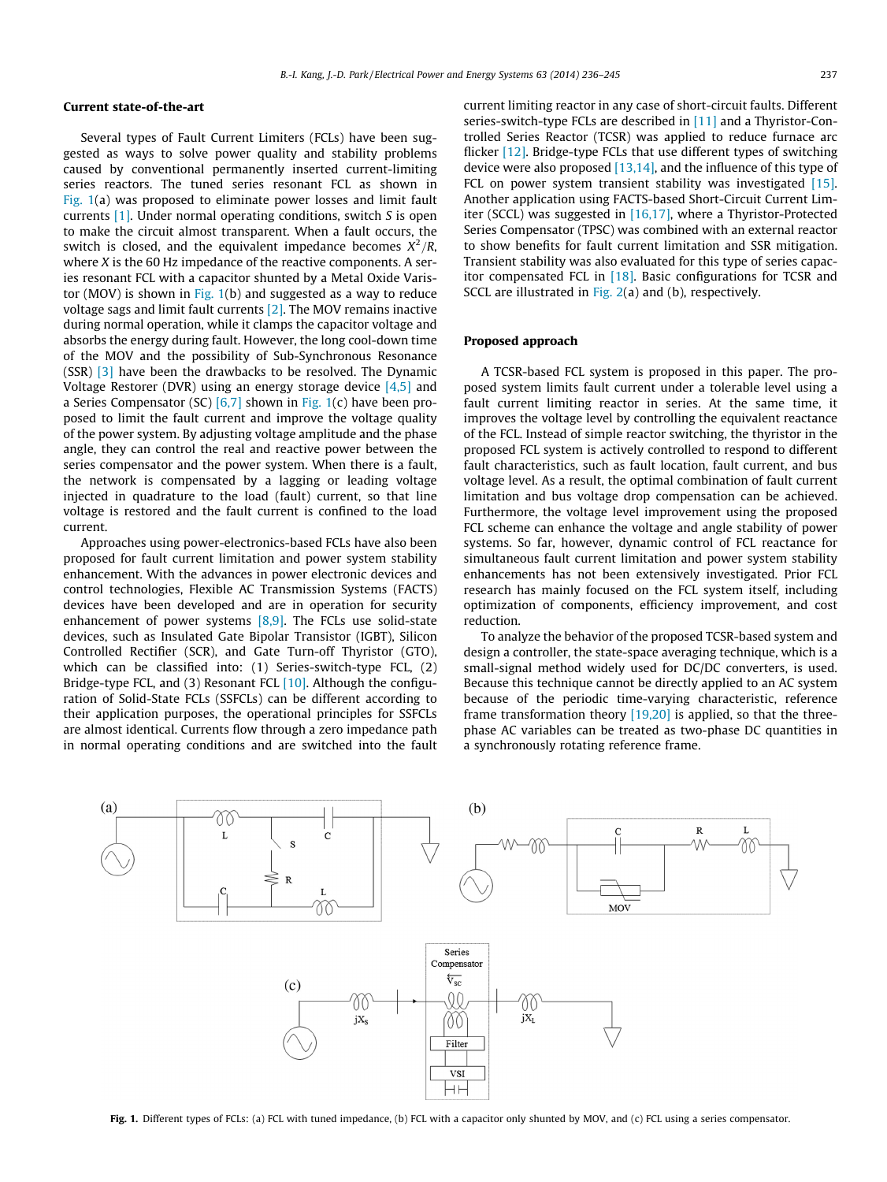## Current state-of-the-art

Several types of Fault Current Limiters (FCLs) have been suggested as ways to solve power quality and stability problems caused by conventional permanently inserted current-limiting series reactors. The tuned series resonant FCL as shown in Fig. 1(a) was proposed to eliminate power losses and limit fault currents [1]. Under normal operating conditions, switch $S$ is open to make the circuit almost transparent. When a fault occurs, the switch is closed, and the equivalent impedance becomes $X^2/R$, where $X$ is the 60 Hz impedance of the reactive components. A series resonant FCL with a capacitor shunted by a Metal Oxide Varistor (MOV) is shown in Fig. 1(b) and suggested as a way to reduce voltage sags and limit fault currents [2]. The MOV remains inactive during normal operation, while it clamps the capacitor voltage and absorbs the energy during fault. However, the long cool-down time of the MOV and the possibility of Sub-Synchronous Resonance (SSR) [3] have been the drawbacks to be resolved. The Dynamic Voltage Restorer (DVR) using an energy storage device [4,5] and a Series Compensator (SC) [6,7] shown in Fig. 1(c) have been proposed to limit the fault current and improve the voltage quality of the power system. By adjusting voltage amplitude and the phase angle, they can control the real and reactive power between the series compensator and the power system. When there is a fault, the network is compensated by a lagging or leading voltage injected in quadrature to the load (fault) current, so that line voltage is restored and the fault current is confined to the load current.

Approaches using power-electronics-based FCLs have also been proposed for fault current limitation and power system stability enhancement. With the advances in power electronic devices and control technologies, Flexible AC Transmission Systems (FACTS) devices have been developed and are in operation for security enhancement of power systems [8,9]. The FCLs use solid-state devices, such as Insulated Gate Bipolar Transistor (IGBT), Silicon Controlled Rectifier (SCR), and Gate Turn-off Thyristor (GTO), which can be classified into: (1) Series-switch-type FCL, (2) Bridge-type FCL, and (3) Resonant FCL [10]. Although the configuration of Solid-State FCLs (SSFCLs) can be different according to their application purposes, the operational principles for SSFCLs are almost identical. Currents flow through a zero impedance path in normal operating conditions and are switched into the fault current limiting reactor in any case of short-circuit faults. Different series-switch-type FCLs are described in [11] and a Thyristor-Controlled Series Reactor (TCSR) was applied to reduce furnace arc flicker [12]. Bridge-type FCLs that use different types of switching device were also proposed [13,14], and the influence of this type of FCL on power system transient stability was investigated [15]. Another application using FACTS-based Short-Circuit Current Limiter (SCCL) was suggested in [16,17], where a Thyristor-Protected Series Compensator (TPSC) was combined with an external reactor to show benefits for fault current limitation and SSR mitigation. Transient stability was also evaluated for this type of series capacitor compensated FCL in [18]. Basic configurations for TCSR and SCCL are illustrated in Fig. 2(a) and (b), respectively.

## Proposed approach

A TCSR-based FCL system is proposed in this paper. The proposed system limits fault current under a tolerable level using a fault current limiting reactor in series. At the same time, it improves the voltage level by controlling the equivalent reactance of the FCL. Instead of simple reactor switching, the thyristor in the proposed FCL system is actively controlled to respond to different fault characteristics, such as fault location, fault current, and bus voltage level. As a result, the optimal combination of fault current limitation and bus voltage drop compensation can be achieved. Furthermore, the voltage level improvement using the proposed FCL scheme can enhance the voltage and angle stability of power systems. So far, however, dynamic control of FCL reactance for simultaneous fault current limitation and power system stability enhancements has not been extensively investigated. Prior FCL research has mainly focused on the FCL system itself, including optimization of components, efficiency improvement, and cost reduction.

To analyze the behavior of the proposed TCSR-based system and design a controller, the state-space averaging technique, which is a small-signal method widely used for DC/DC converters, is used. Because this technique cannot be directly applied to an AC system because of the periodic time-varying characteristic, reference frame transformation theory [19,20] is applied, so that the three-phase AC variables can be treated as two-phase DC quantities in a synchronously rotating reference frame.

**Fig. 1.** Different types of FCLs: (a) FCL with tuned impedance, (b) FCL with a capacitor only shunted by MOV, and (c) FCL using a series compensator.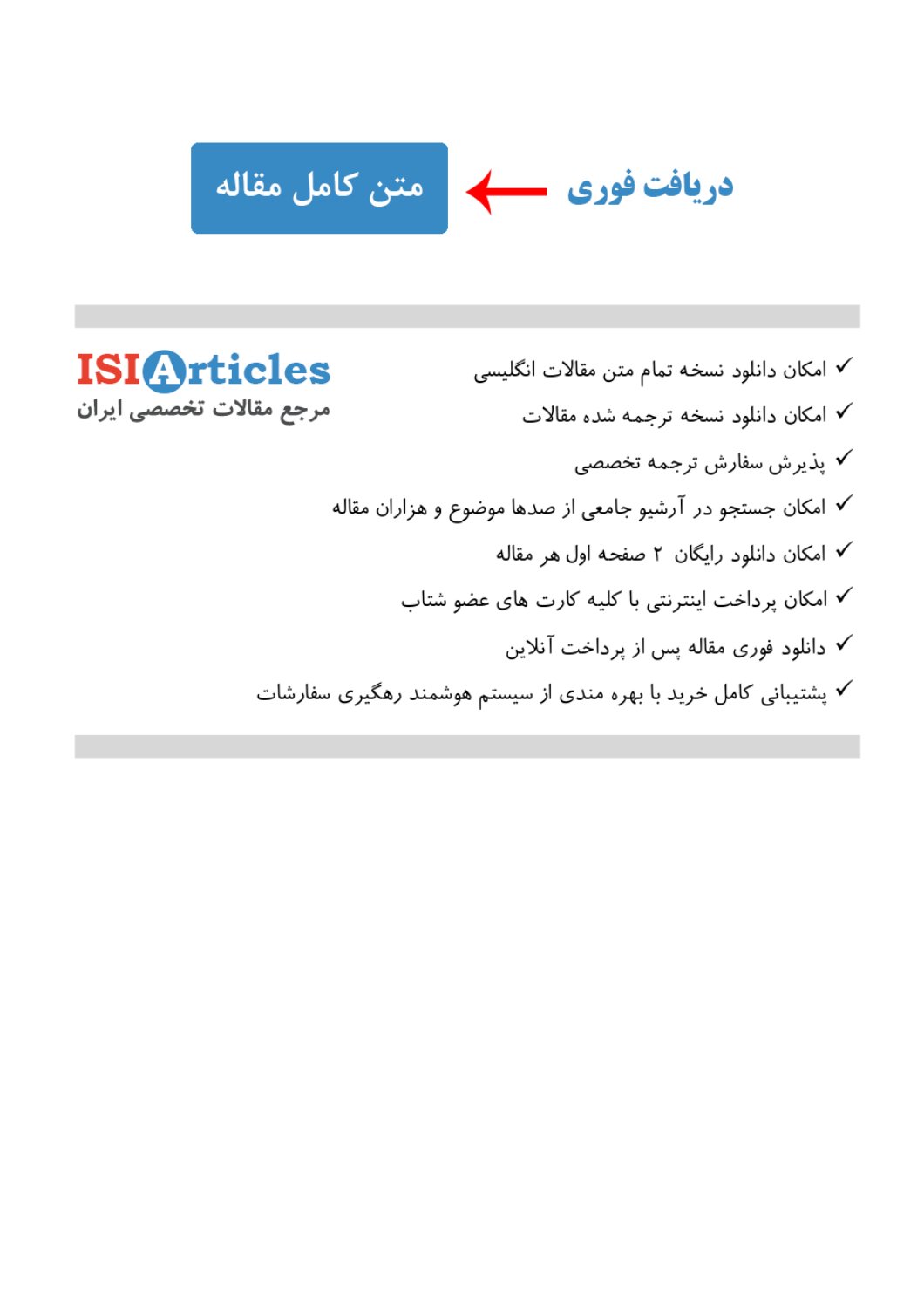دریافت فوری ← متن کامل مقاله

**ISIArticles**
مرجع مقالات تخصصی ایران

- ✓ امکان دانلود نسخه تمام متن مقالات انگلیسی
- ✓ امکان دانلود نسخه ترجمه شده مقالات
- ✓ پذیرش سفارش ترجمه تخصصی
- ✓ امکان جستجو در آرشیو جامعی از صدها موضوع و هزاران مقاله
- ✓ امکان دانلود رایگان ۲ صفحه اول هر مقاله
- ✓ امکان پرداخت اینترنتی با کلیه کارت های عضو شتاب
- ✓ دانلود فوری مقاله پس از پرداخت آنلاین
- ✓ پشتیبانی کامل خرید با بهره مندی از سیستم هوشمند رهگیری سفارشات